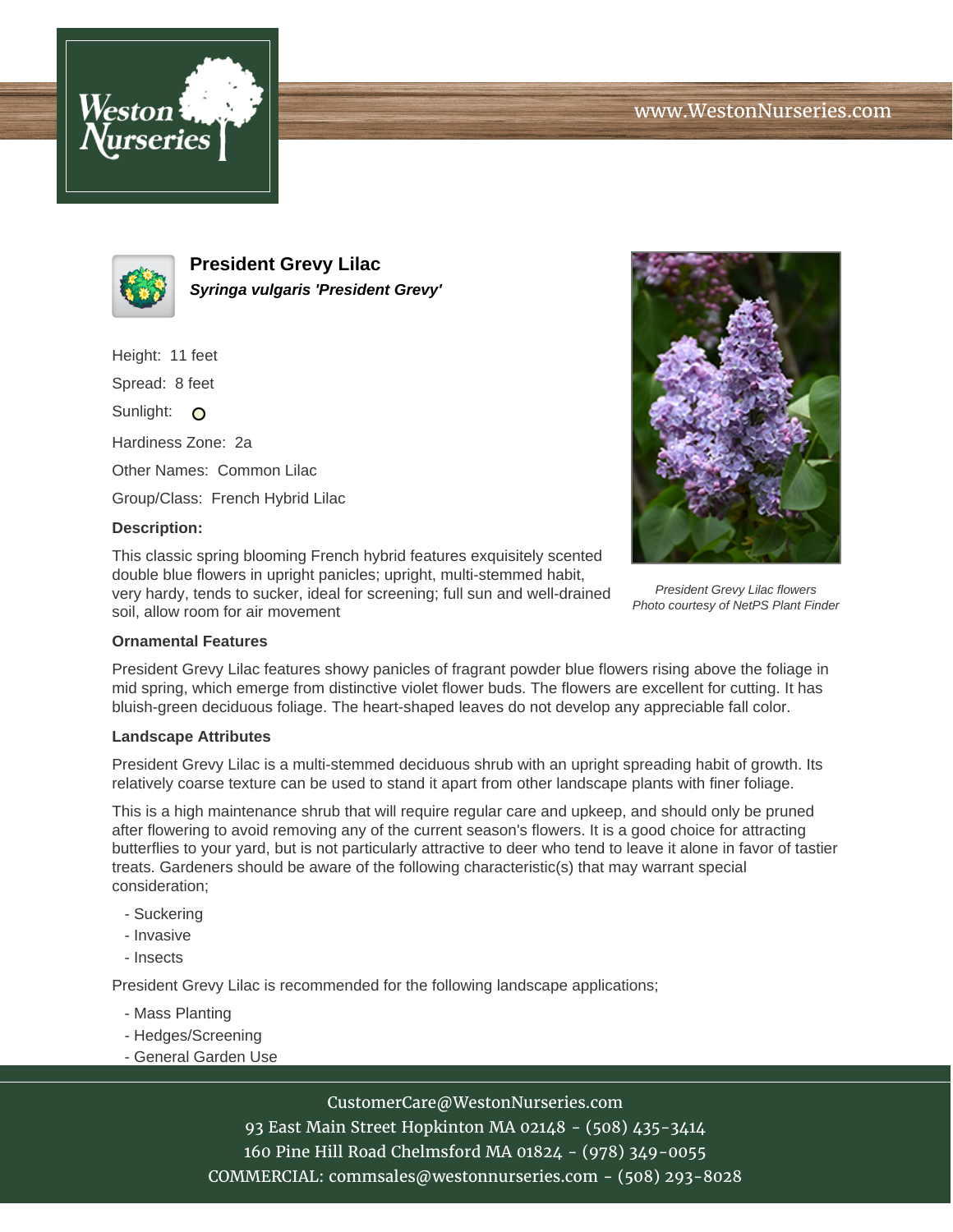# President Grevy Lilac

***Syringa vulgaris 'President Grevy'***

Height: 11 feet

Spread: 8 feet

Sunlight: O

Hardiness Zone: 2a

Other Names: Common Lilac

Group/Class: French Hybrid Lilac

**Description:**

This classic spring blooming French hybrid features exquisitely scented double blue flowers in upright panicles; upright, multi-stemmed habit, very hardy, tends to sucker, ideal for screening; full sun and well-drained soil, allow room for air movement

*President Grevy Lilac flowers*
*Photo courtesy of NetPS Plant Finder*

### Ornamental Features

President Grevy Lilac features showy panicles of fragrant powder blue flowers rising above the foliage in mid spring, which emerge from distinctive violet flower buds. The flowers are excellent for cutting. It has bluish-green deciduous foliage. The heart-shaped leaves do not develop any appreciable fall color.

### Landscape Attributes

President Grevy Lilac is a multi-stemmed deciduous shrub with an upright spreading habit of growth. Its relatively coarse texture can be used to stand it apart from other landscape plants with finer foliage.

This is a high maintenance shrub that will require regular care and upkeep, and should only be pruned after flowering to avoid removing any of the current season's flowers. It is a good choice for attracting butterflies to your yard, but is not particularly attractive to deer who tend to leave it alone in favor of tastier treats. Gardeners should be aware of the following characteristic(s) that may warrant special consideration;

- Suckering
- Invasive
- Insects

President Grevy Lilac is recommended for the following landscape applications;

- Mass Planting
- Hedges/Screening
- General Garden Use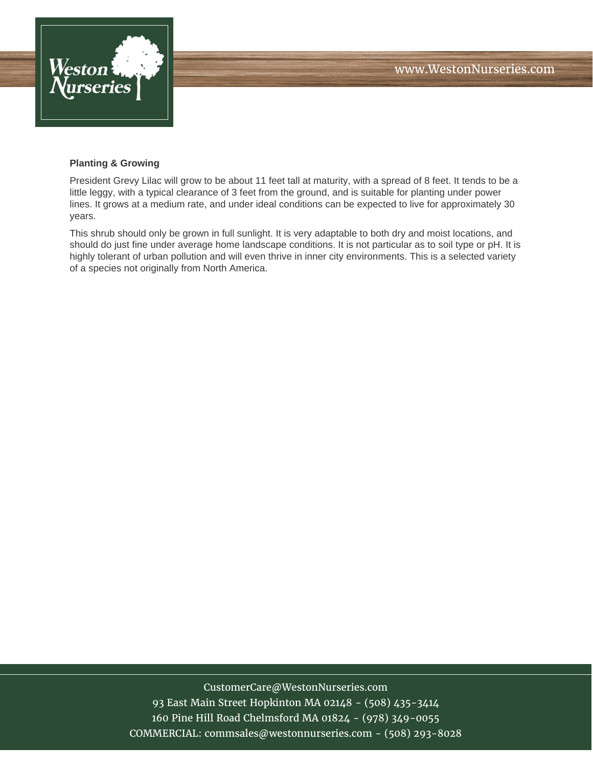### Planting & Growing

President Grevy Lilac will grow to be about 11 feet tall at maturity, with a spread of 8 feet. It tends to be a little leggy, with a typical clearance of 3 feet from the ground, and is suitable for planting under power lines. It grows at a medium rate, and under ideal conditions can be expected to live for approximately 30 years.

This shrub should only be grown in full sunlight. It is very adaptable to both dry and moist locations, and should do just fine under average home landscape conditions. It is not particular as to soil type or pH. It is highly tolerant of urban pollution and will even thrive in inner city environments. This is a selected variety of a species not originally from North America.